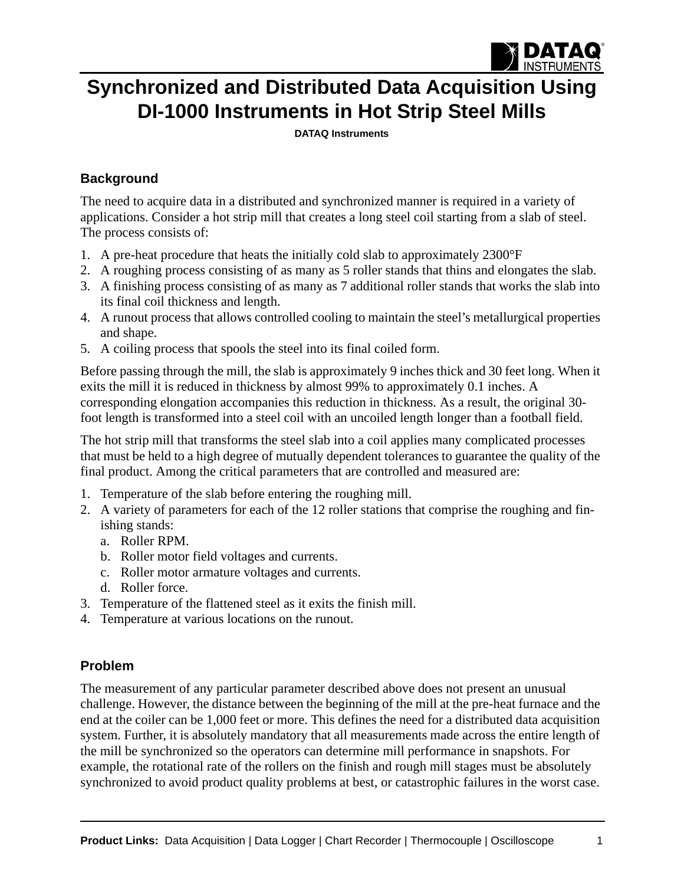# Synchronized and Distributed Data Acquisition Using DI-1000 Instruments in Hot Strip Steel Mills

**DATAQ Instruments**

## Background

The need to acquire data in a distributed and synchronized manner is required in a variety of applications. Consider a hot strip mill that creates a long steel coil starting from a slab of steel. The process consists of:

1. A pre-heat procedure that heats the initially cold slab to approximately 2300°F
2. A roughing process consisting of as many as 5 roller stands that thins and elongates the slab.
3. A finishing process consisting of as many as 7 additional roller stands that works the slab into its final coil thickness and length.
4. A runout process that allows controlled cooling to maintain the steel's metallurgical properties and shape.
5. A coiling process that spools the steel into its final coiled form.

Before passing through the mill, the slab is approximately 9 inches thick and 30 feet long. When it exits the mill it is reduced in thickness by almost 99% to approximately 0.1 inches. A corresponding elongation accompanies this reduction in thickness. As a result, the original 30-foot length is transformed into a steel coil with an uncoiled length longer than a football field.

The hot strip mill that transforms the steel slab into a coil applies many complicated processes that must be held to a high degree of mutually dependent tolerances to guarantee the quality of the final product. Among the critical parameters that are controlled and measured are:

1. Temperature of the slab before entering the roughing mill.
2. A variety of parameters for each of the 12 roller stations that comprise the roughing and finishing stands:
   a. Roller RPM.
   b. Roller motor field voltages and currents.
   c. Roller motor armature voltages and currents.
   d. Roller force.
3. Temperature of the flattened steel as it exits the finish mill.
4. Temperature at various locations on the runout.

## Problem

The measurement of any particular parameter described above does not present an unusual challenge. However, the distance between the beginning of the mill at the pre-heat furnace and the end at the coiler can be 1,000 feet or more. This defines the need for a distributed data acquisition system. Further, it is absolutely mandatory that all measurements made across the entire length of the mill be synchronized so the operators can determine mill performance in snapshots. For example, the rotational rate of the rollers on the finish and rough mill stages must be absolutely synchronized to avoid product quality problems at best, or catastrophic failures in the worst case.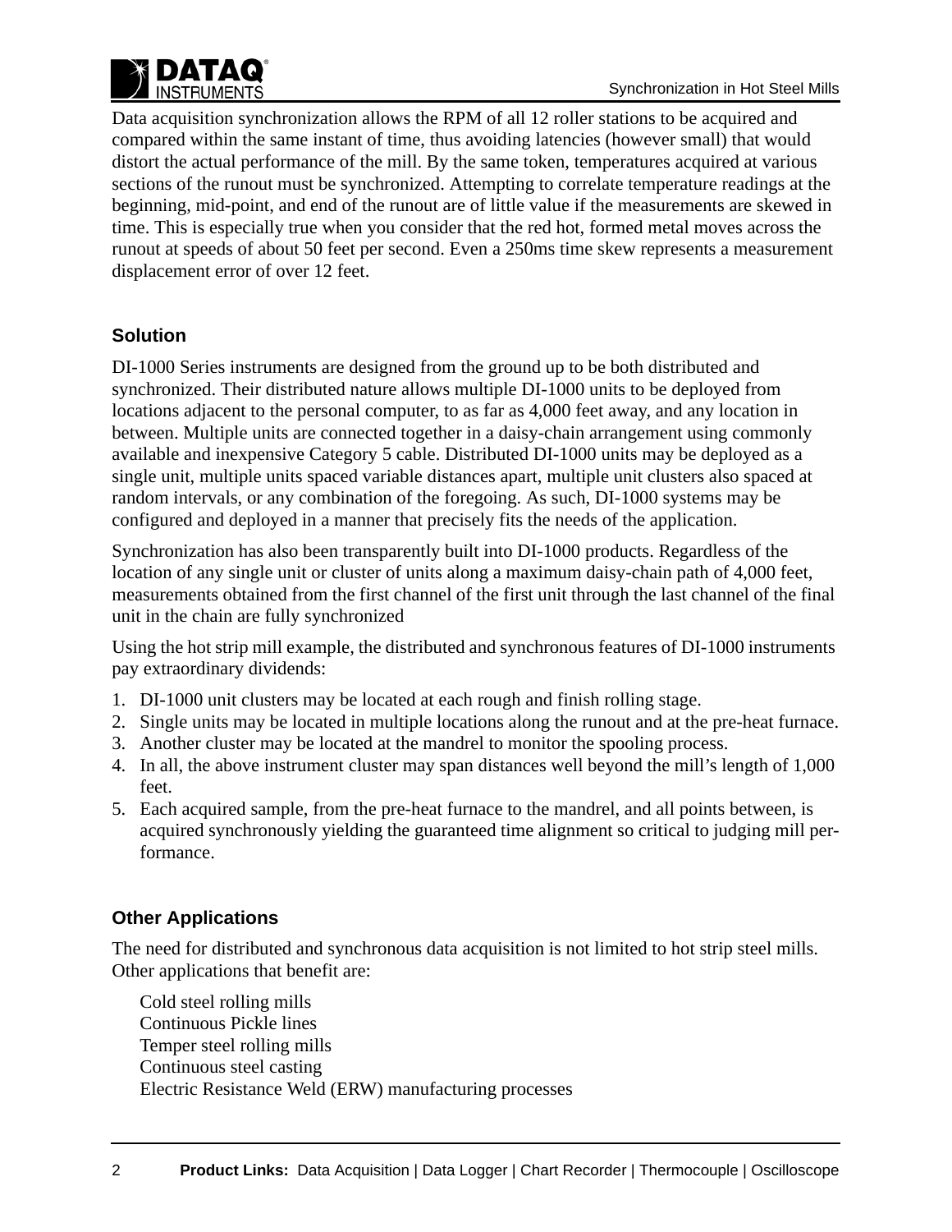Data acquisition synchronization allows the RPM of all 12 roller stations to be acquired and compared within the same instant of time, thus avoiding latencies (however small) that would distort the actual performance of the mill. By the same token, temperatures acquired at various sections of the runout must be synchronized. Attempting to correlate temperature readings at the beginning, mid-point, and end of the runout are of little value if the measurements are skewed in time. This is especially true when you consider that the red hot, formed metal moves across the runout at speeds of about 50 feet per second. Even a 250ms time skew represents a measurement displacement error of over 12 feet.

## Solution

DI-1000 Series instruments are designed from the ground up to be both distributed and synchronized. Their distributed nature allows multiple DI-1000 units to be deployed from locations adjacent to the personal computer, to as far as 4,000 feet away, and any location in between. Multiple units are connected together in a daisy-chain arrangement using commonly available and inexpensive Category 5 cable. Distributed DI-1000 units may be deployed as a single unit, multiple units spaced variable distances apart, multiple unit clusters also spaced at random intervals, or any combination of the foregoing. As such, DI-1000 systems may be configured and deployed in a manner that precisely fits the needs of the application.

Synchronization has also been transparently built into DI-1000 products. Regardless of the location of any single unit or cluster of units along a maximum daisy-chain path of 4,000 feet, measurements obtained from the first channel of the first unit through the last channel of the final unit in the chain are fully synchronized

Using the hot strip mill example, the distributed and synchronous features of DI-1000 instruments pay extraordinary dividends:

1. DI-1000 unit clusters may be located at each rough and finish rolling stage.
2. Single units may be located in multiple locations along the runout and at the pre-heat furnace.
3. Another cluster may be located at the mandrel to monitor the spooling process.
4. In all, the above instrument cluster may span distances well beyond the mill's length of 1,000 feet.
5. Each acquired sample, from the pre-heat furnace to the mandrel, and all points between, is acquired synchronously yielding the guaranteed time alignment so critical to judging mill performance.

## Other Applications

The need for distributed and synchronous data acquisition is not limited to hot strip steel mills. Other applications that benefit are:

Cold steel rolling mills
Continuous Pickle lines
Temper steel rolling mills
Continuous steel casting
Electric Resistance Weld (ERW) manufacturing processes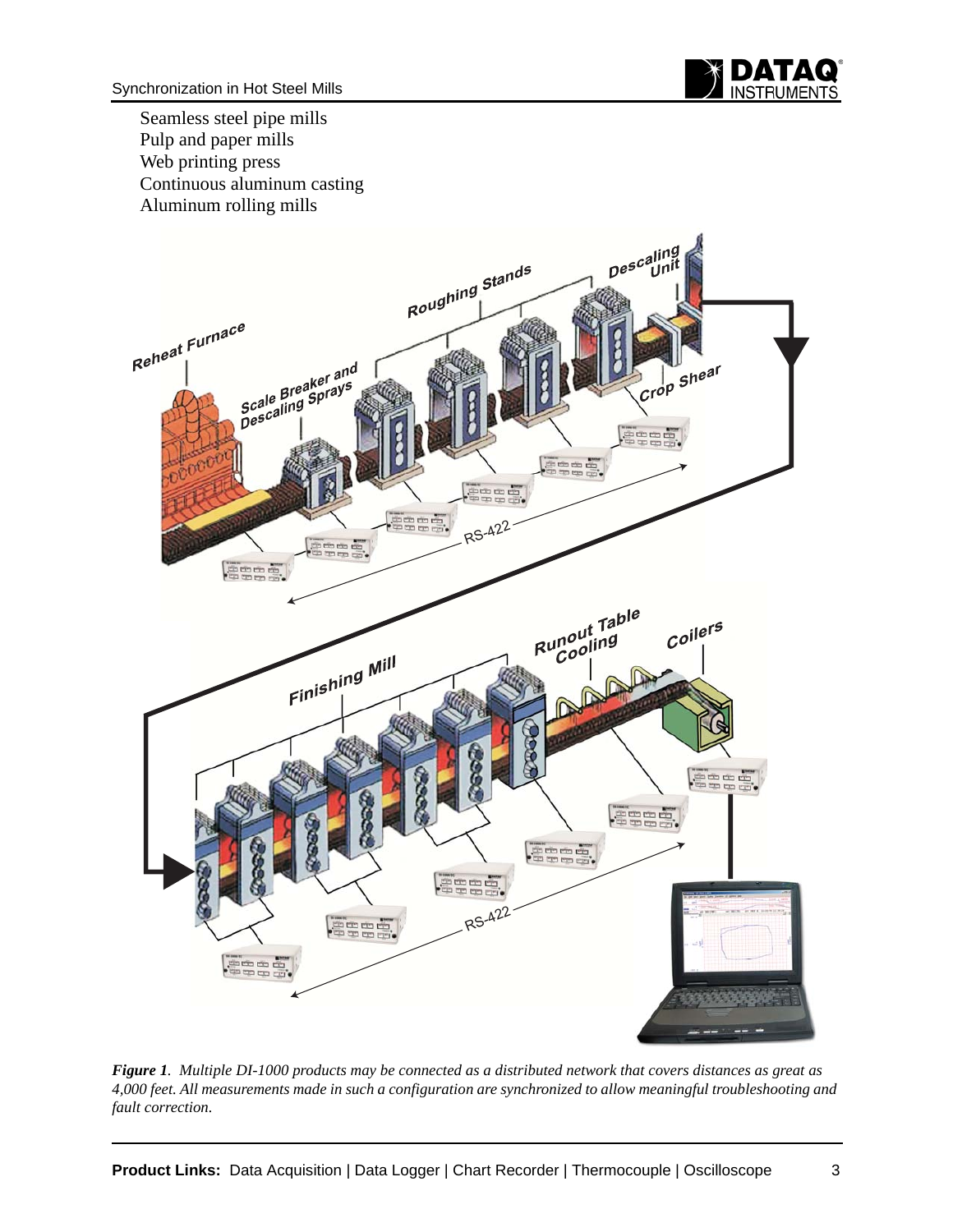Seamless steel pipe mills
Pulp and paper mills
Web printing press
Continuous aluminum casting
Aluminum rolling mills

Reheat Furnace
Scale Breaker and Descaling Sprays
Roughing Stands
Descaling Unit
Crop Shear
RS-422
Finishing Mill
Runout Table Cooling
Coilers
RS-422

*Figure 1. Multiple DI-1000 products may be connected as a distributed network that covers distances as great as 4,000 feet. All measurements made in such a configuration are synchronized to allow meaningful troubleshooting and fault correction.*

**Product Links:** Data Acquisition | Data Logger | Chart Recorder | Thermocouple | Oscilloscope